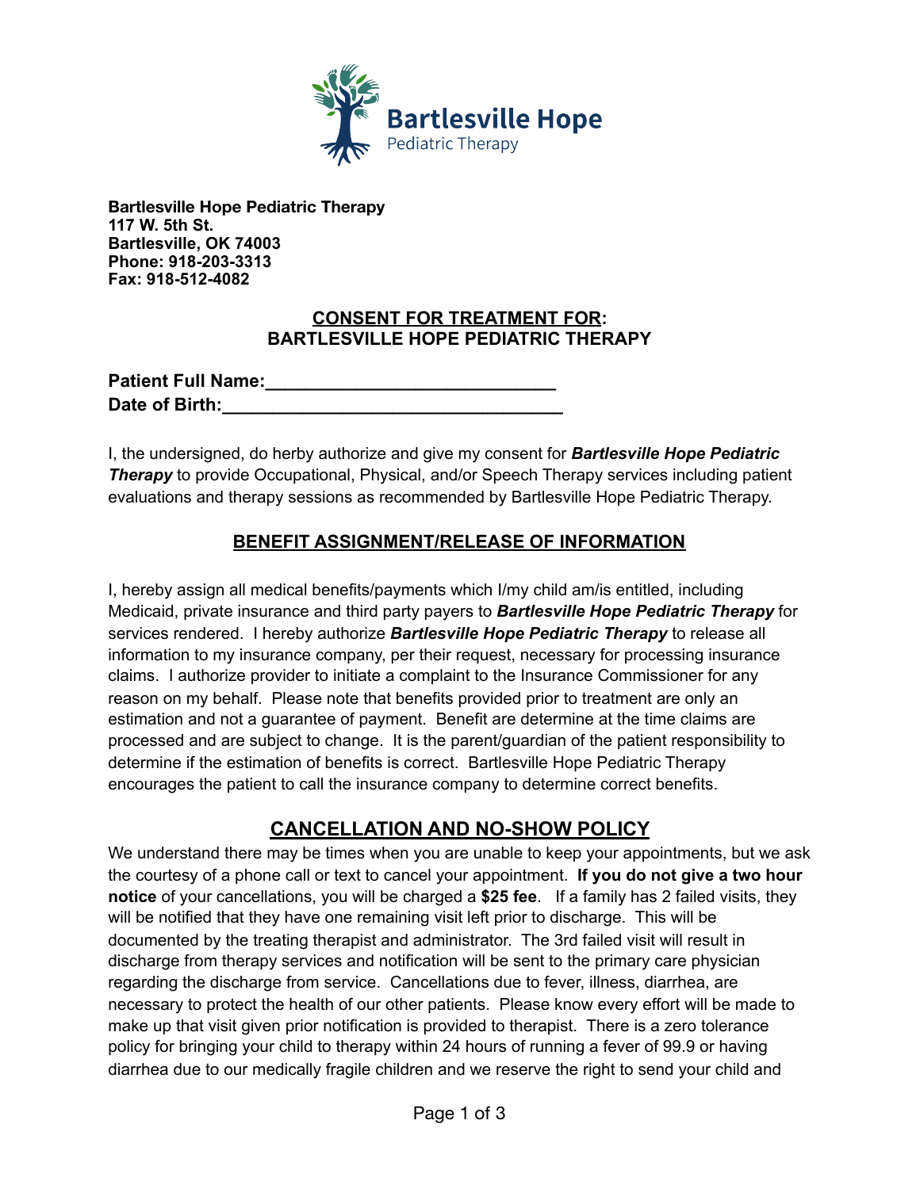**Bartlesville Hope Pediatric Therapy**
**117 W. 5th St.**
**Bartlesville, OK 74003**
**Phone: 918-203-3313**
**Fax: 918-512-4082**

## CONSENT FOR TREATMENT FOR: BARTLESVILLE HOPE PEDIATRIC THERAPY

**Patient Full Name:**______________________________
**Date of Birth:**___________________________________

I, the undersigned, do herby authorize and give my consent for ***Bartlesville Hope Pediatric Therapy*** to provide Occupational, Physical, and/or Speech Therapy services including patient evaluations and therapy sessions as recommended by Bartlesville Hope Pediatric Therapy.

## BENEFIT ASSIGNMENT/RELEASE OF INFORMATION

I, hereby assign all medical benefits/payments which I/my child am/is entitled, including Medicaid, private insurance and third party payers to ***Bartlesville Hope Pediatric Therapy*** for services rendered. I hereby authorize ***Bartlesville Hope Pediatric Therapy*** to release all information to my insurance company, per their request, necessary for processing insurance claims. I authorize provider to initiate a complaint to the Insurance Commissioner for any reason on my behalf. Please note that benefits provided prior to treatment are only an estimation and not a guarantee of payment. Benefit are determine at the time claims are processed and are subject to change. It is the parent/guardian of the patient responsibility to determine if the estimation of benefits is correct. Bartlesville Hope Pediatric Therapy encourages the patient to call the insurance company to determine correct benefits.

## CANCELLATION AND NO-SHOW POLICY

We understand there may be times when you are unable to keep your appointments, but we ask the courtesy of a phone call or text to cancel your appointment. **If you do not give a two hour notice** of your cancellations, you will be charged a **$25 fee**. If a family has 2 failed visits, they will be notified that they have one remaining visit left prior to discharge. This will be documented by the treating therapist and administrator. The 3rd failed visit will result in discharge from therapy services and notification will be sent to the primary care physician regarding the discharge from service. Cancellations due to fever, illness, diarrhea, are necessary to protect the health of our other patients. Please know every effort will be made to make up that visit given prior notification is provided to therapist. There is a zero tolerance policy for bringing your child to therapy within 24 hours of running a fever of 99.9 or having diarrhea due to our medically fragile children and we reserve the right to send your child and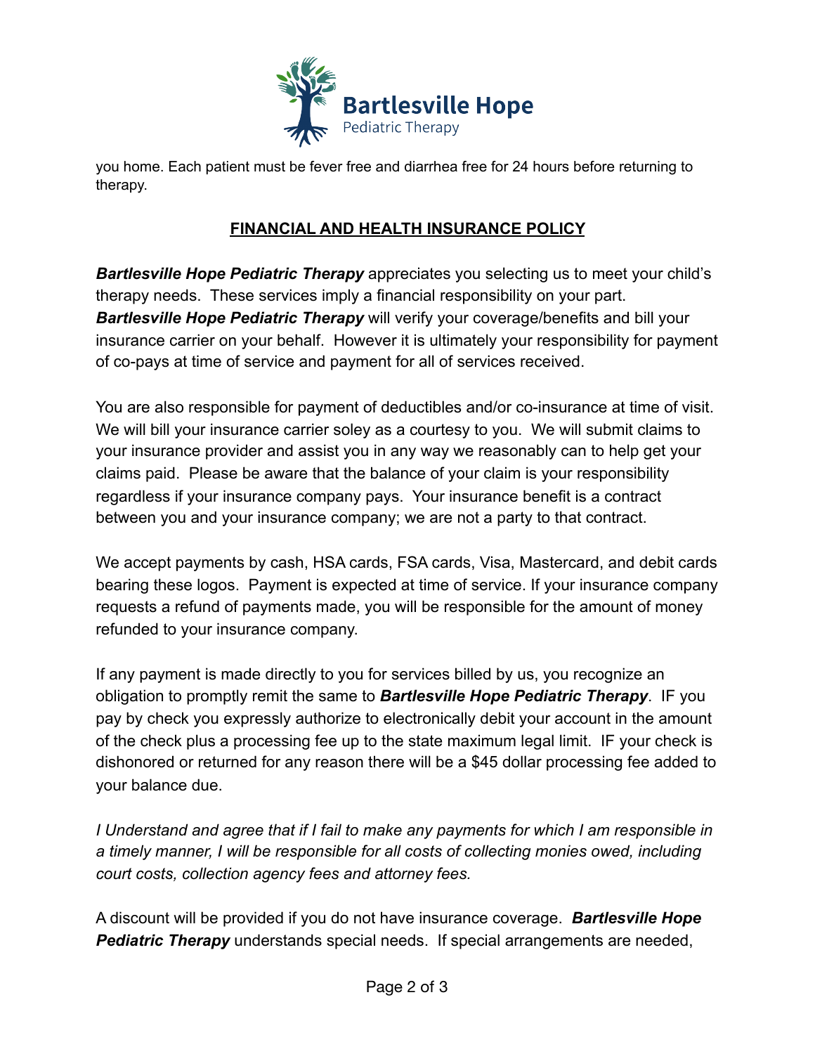you home. Each patient must be fever free and diarrhea free for 24 hours before returning to therapy.

## FINANCIAL AND HEALTH INSURANCE POLICY

***Bartlesville Hope Pediatric Therapy*** appreciates you selecting us to meet your child's therapy needs. These services imply a financial responsibility on your part. ***Bartlesville Hope Pediatric Therapy*** will verify your coverage/benefits and bill your insurance carrier on your behalf. However it is ultimately your responsibility for payment of co-pays at time of service and payment for all of services received.

You are also responsible for payment of deductibles and/or co-insurance at time of visit. We will bill your insurance carrier soley as a courtesy to you. We will submit claims to your insurance provider and assist you in any way we reasonably can to help get your claims paid. Please be aware that the balance of your claim is your responsibility regardless if your insurance company pays. Your insurance benefit is a contract between you and your insurance company; we are not a party to that contract.

We accept payments by cash, HSA cards, FSA cards, Visa, Mastercard, and debit cards bearing these logos. Payment is expected at time of service. If your insurance company requests a refund of payments made, you will be responsible for the amount of money refunded to your insurance company.

If any payment is made directly to you for services billed by us, you recognize an obligation to promptly remit the same to ***Bartlesville Hope Pediatric Therapy***. IF you pay by check you expressly authorize to electronically debit your account in the amount of the check plus a processing fee up to the state maximum legal limit. IF your check is dishonored or returned for any reason there will be a $45 dollar processing fee added to your balance due.

*I Understand and agree that if I fail to make any payments for which I am responsible in a timely manner, I will be responsible for all costs of collecting monies owed, including court costs, collection agency fees and attorney fees.*

A discount will be provided if you do not have insurance coverage. ***Bartlesville Hope Pediatric Therapy*** understands special needs. If special arrangements are needed,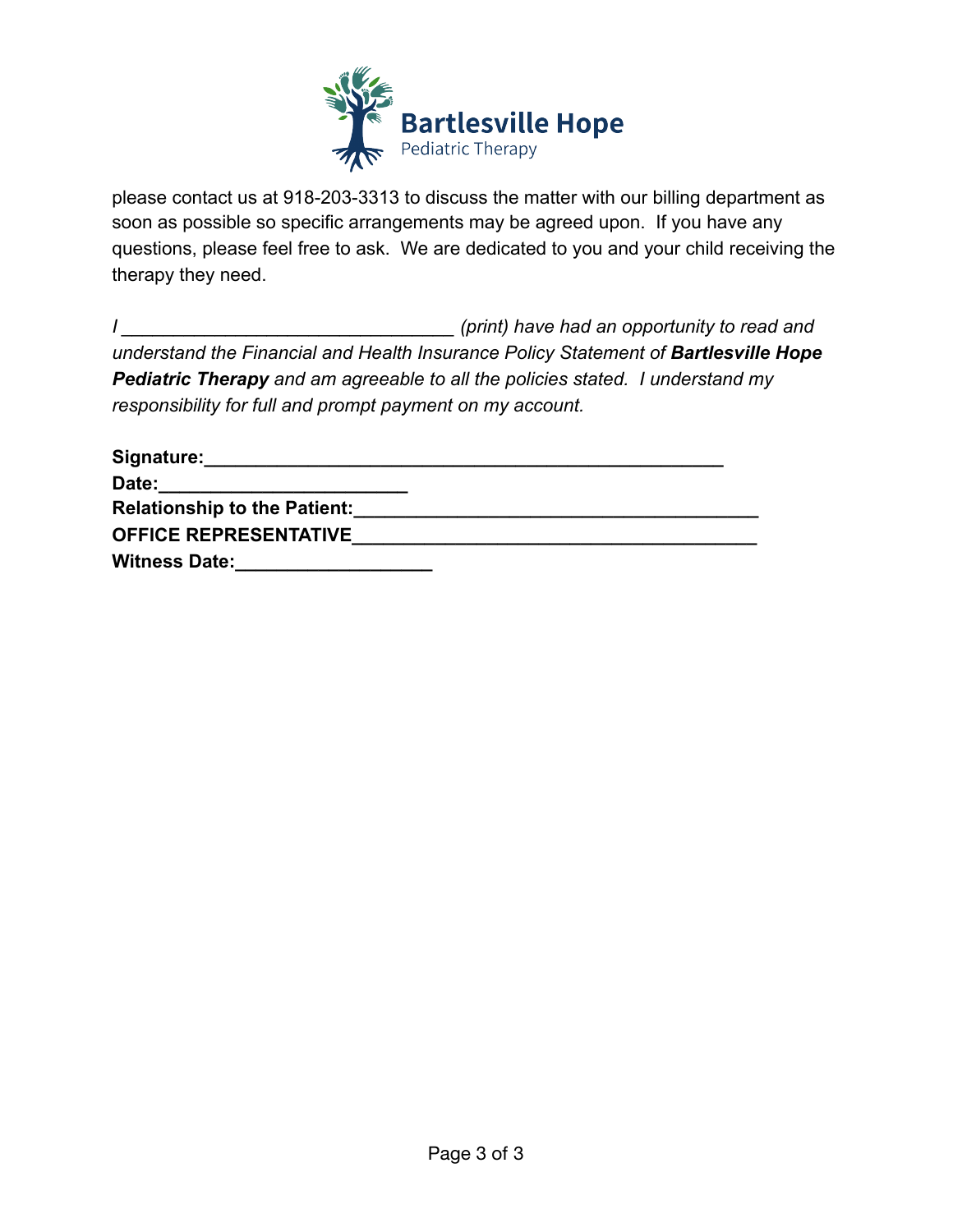please contact us at 918-203-3313 to discuss the matter with our billing department as soon as possible so specific arrangements may be agreed upon.  If you have any questions, please feel free to ask.  We are dedicated to you and your child receiving the therapy they need.

*I _________________________________ (print) have had an opportunity to read and understand the Financial and Health Insurance Policy Statement of* ***Bartlesville Hope Pediatric Therapy*** *and am agreeable to all the policies stated.  I understand my responsibility for full and prompt payment on my account.*

**Signature:____________________________________________________**
**Date:_________________________**
**Relationship to the Patient:________________________________________**
**OFFICE REPRESENTATIVE_________________________________________**
**Witness Date:____________________**